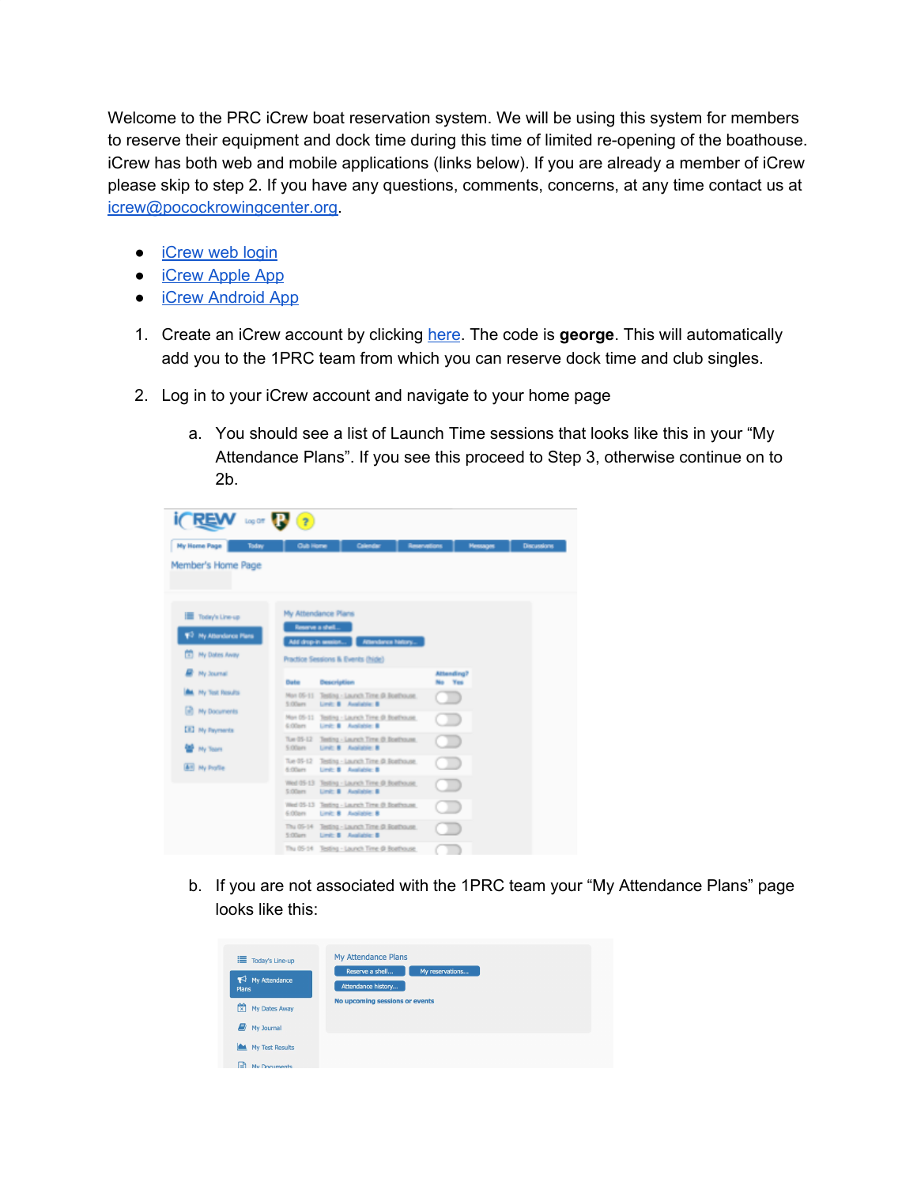Welcome to the PRC iCrew boat reservation system. We will be using this system for members to reserve their equipment and dock time during this time of limited re-opening of the boathouse. iCrew has both web and mobile applications (links below). If you are already a member of iCrew please skip to step 2. If you have any questions, comments, concerns, at any time contact us at icrew@pocockrowingcenter.org.

- iCrew web login
- iCrew Apple App
- iCrew Android App

1. Create an iCrew account by clicking here. The code is **george**. This will automatically add you to the 1PRC team from which you can reserve dock time and club singles.

2. Log in to your iCrew account and navigate to your home page

   a. You should see a list of Launch Time sessions that looks like this in your “My Attendance Plans”. If you see this proceed to Step 3, otherwise continue on to 2b.

   b. If you are not associated with the 1PRC team your “My Attendance Plans” page looks like this: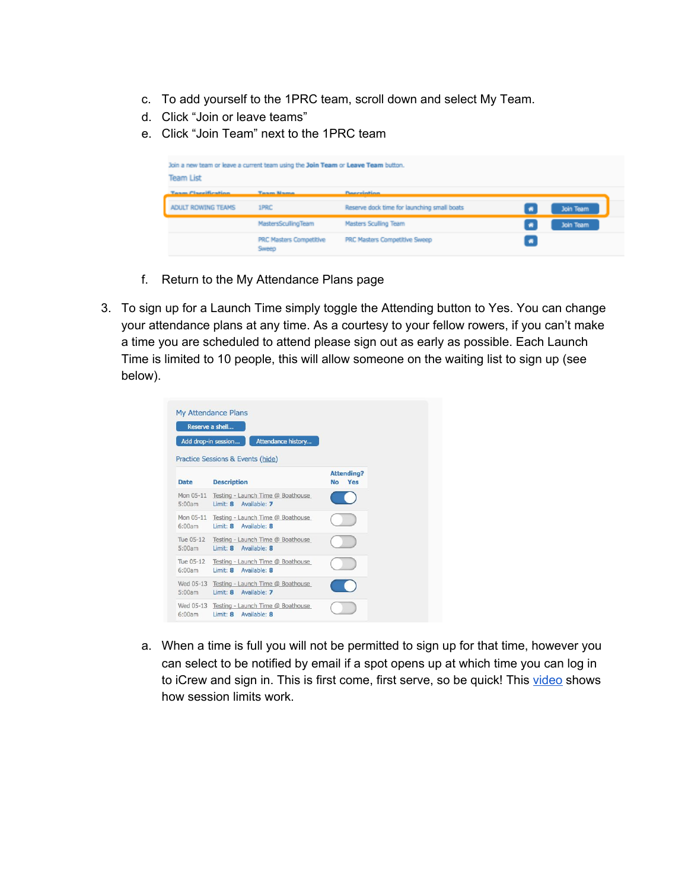c. To add yourself to the 1PRC team, scroll down and select My Team.

d. Click “Join or leave teams”

e. Click “Join Team” next to the 1PRC team

Join a new team or leave a current team using the **Join Team** or **Leave Team** button.

Team List

| Team Classification | Team Name | Description | | |
|---|---|---|---|---|
| ADULT ROWING TEAMS | 1PRC | Reserve dock time for launching small boats | | Join Team |
| | MastersScullingTeam | Masters Sculling Team | | Join Team |
| | PRC Masters Competitive Sweep | PRC Masters Competitive Sweep | | |

f. Return to the My Attendance Plans page

3. To sign up for a Launch Time simply toggle the Attending button to Yes. You can change your attendance plans at any time. As a courtesy to your fellow rowers, if you can’t make a time you are scheduled to attend please sign out as early as possible. Each Launch Time is limited to 10 people, this will allow someone on the waiting list to sign up (see below).

My Attendance Plans

Reserve a shell... | Add drop-in session... | Attendance history...

Practice Sessions & Events (hide)

| Date | Description | Attending? No Yes |
|---|---|---|
| Mon 05-11 5:00am | Testing - Launch Time @ Boathouse Limit: 8 Available: 7 | Yes |
| Mon 05-11 6:00am | Testing - Launch Time @ Boathouse Limit: 8 Available: 8 | No |
| Tue 05-12 5:00am | Testing - Launch Time @ Boathouse Limit: 8 Available: 8 | No |
| Tue 05-12 6:00am | Testing - Launch Time @ Boathouse Limit: 8 Available: 8 | No |
| Wed 05-13 5:00am | Testing - Launch Time @ Boathouse Limit: 8 Available: 7 | Yes |
| Wed 05-13 6:00am | Testing - Launch Time @ Boathouse Limit: 8 Available: 8 | No |

a. When a time is full you will not be permitted to sign up for that time, however you can select to be notified by email if a spot opens up at which time you can log in to iCrew and sign in. This is first come, first serve, so be quick! This video shows how session limits work.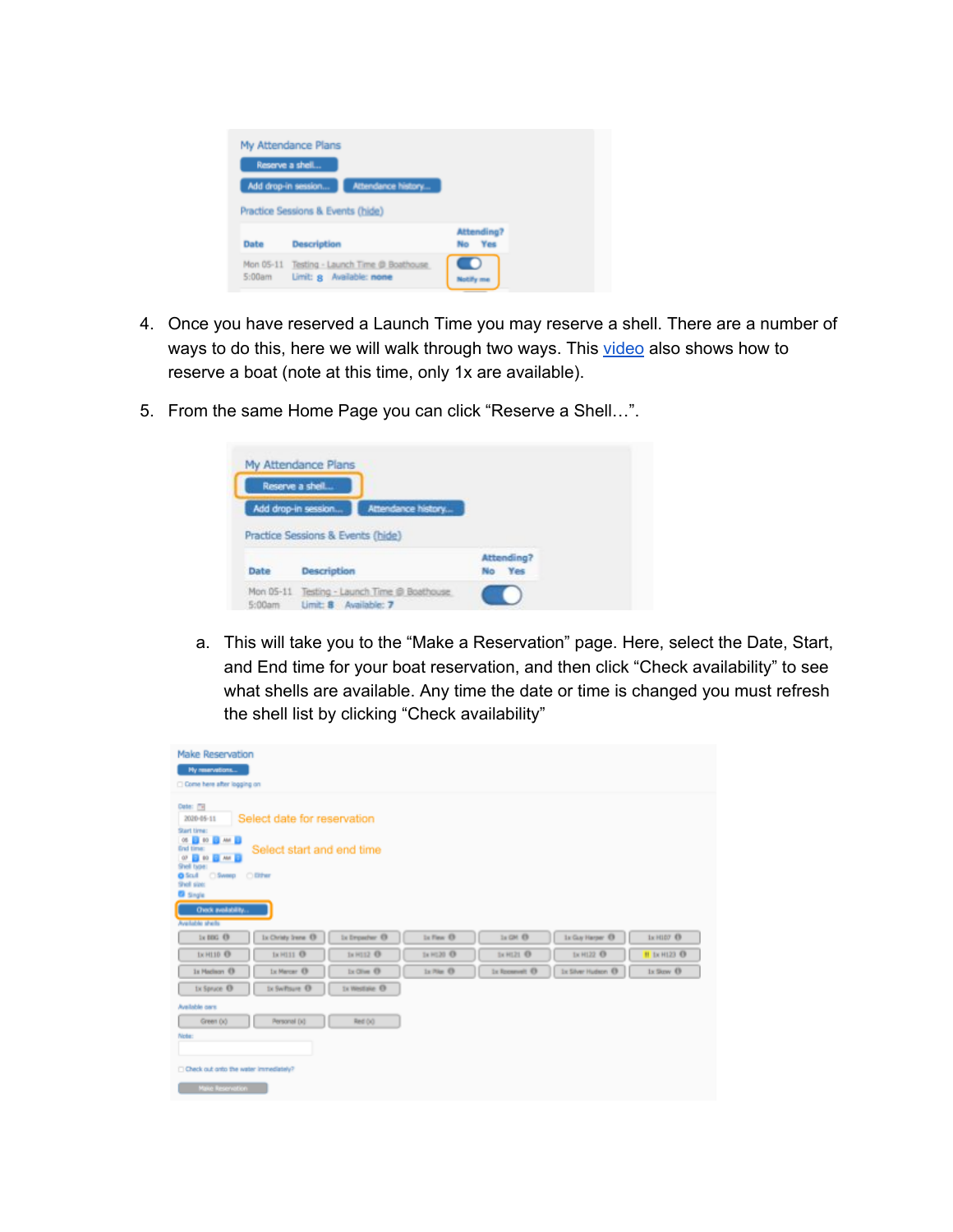4. Once you have reserved a Launch Time you may reserve a shell. There are a number of ways to do this, here we will walk through two ways. This [video](video) also shows how to reserve a boat (note at this time, only 1x are available).

5. From the same Home Page you can click "Reserve a Shell…".

   a. This will take you to the "Make a Reservation" page. Here, select the Date, Start, and End time for your boat reservation, and then click "Check availability" to see what shells are available. Any time the date or time is changed you must refresh the shell list by clicking "Check availability"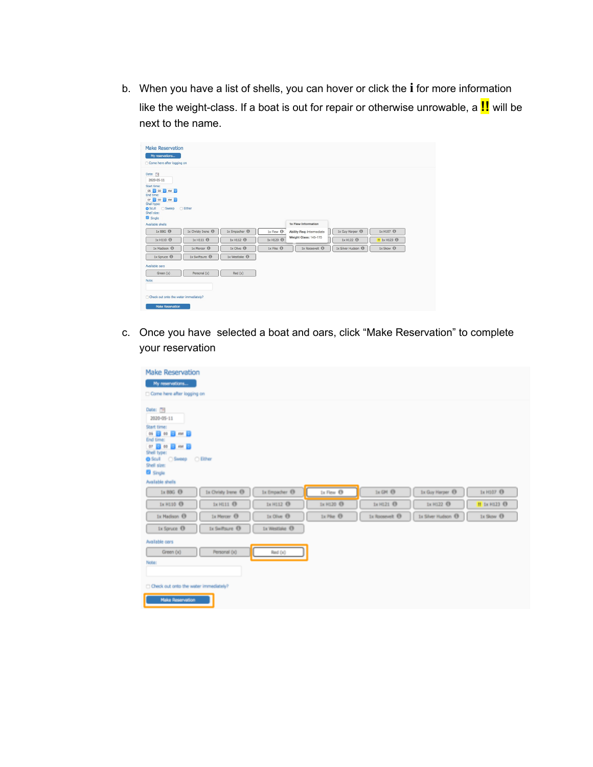b. When you have a list of shells, you can hover or click the **i** for more information like the weight-class. If a boat is out for repair or otherwise unrowable, a **!!** will be next to the name.

c. Once you have selected a boat and oars, click “Make Reservation” to complete your reservation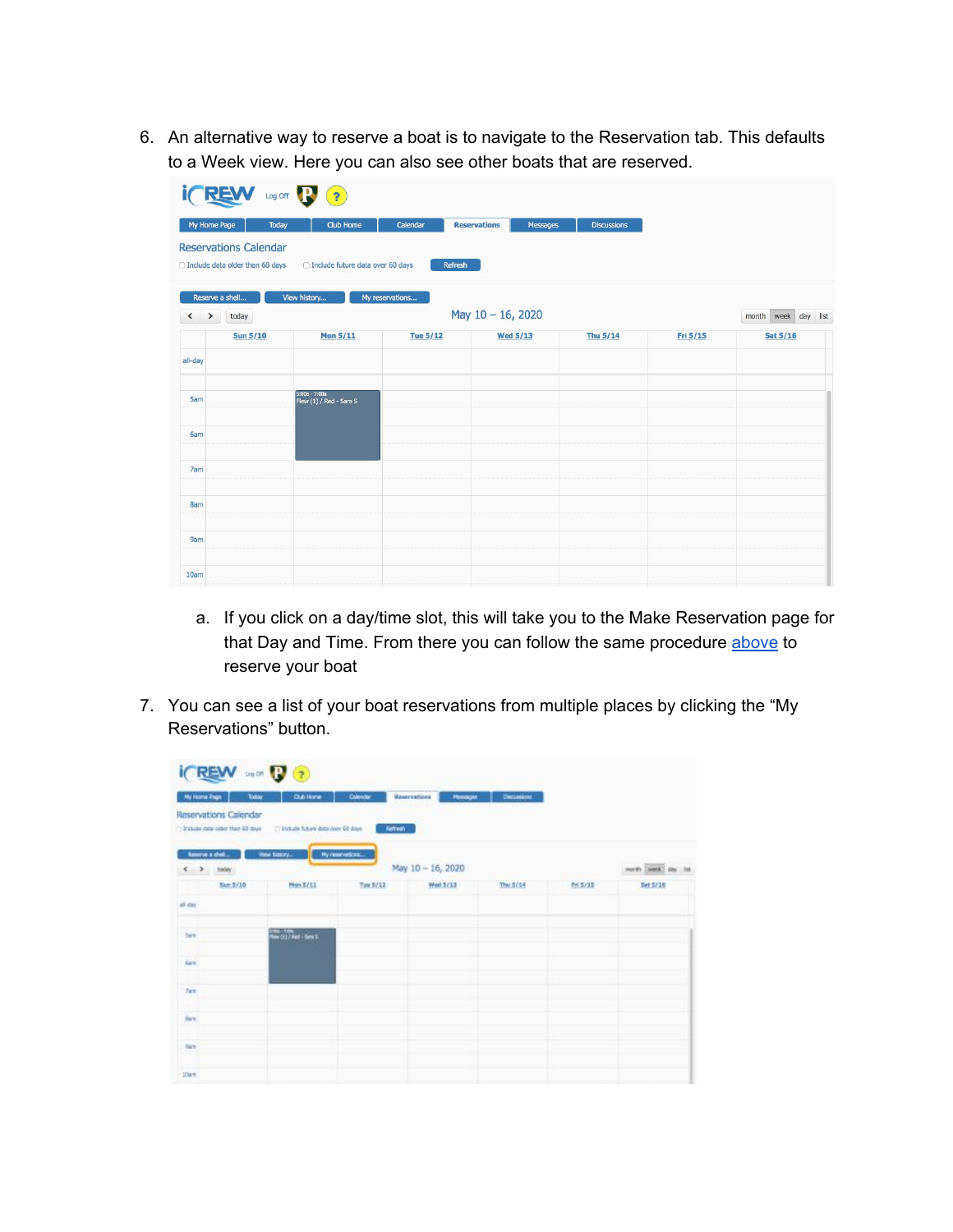6. An alternative way to reserve a boat is to navigate to the Reservation tab. This defaults to a Week view. Here you can also see other boats that are reserved.

    a. If you click on a day/time slot, this will take you to the Make Reservation page for that Day and Time. From there you can follow the same procedure [above](#) to reserve your boat

7. You can see a list of your boat reservations from multiple places by clicking the "My Reservations" button.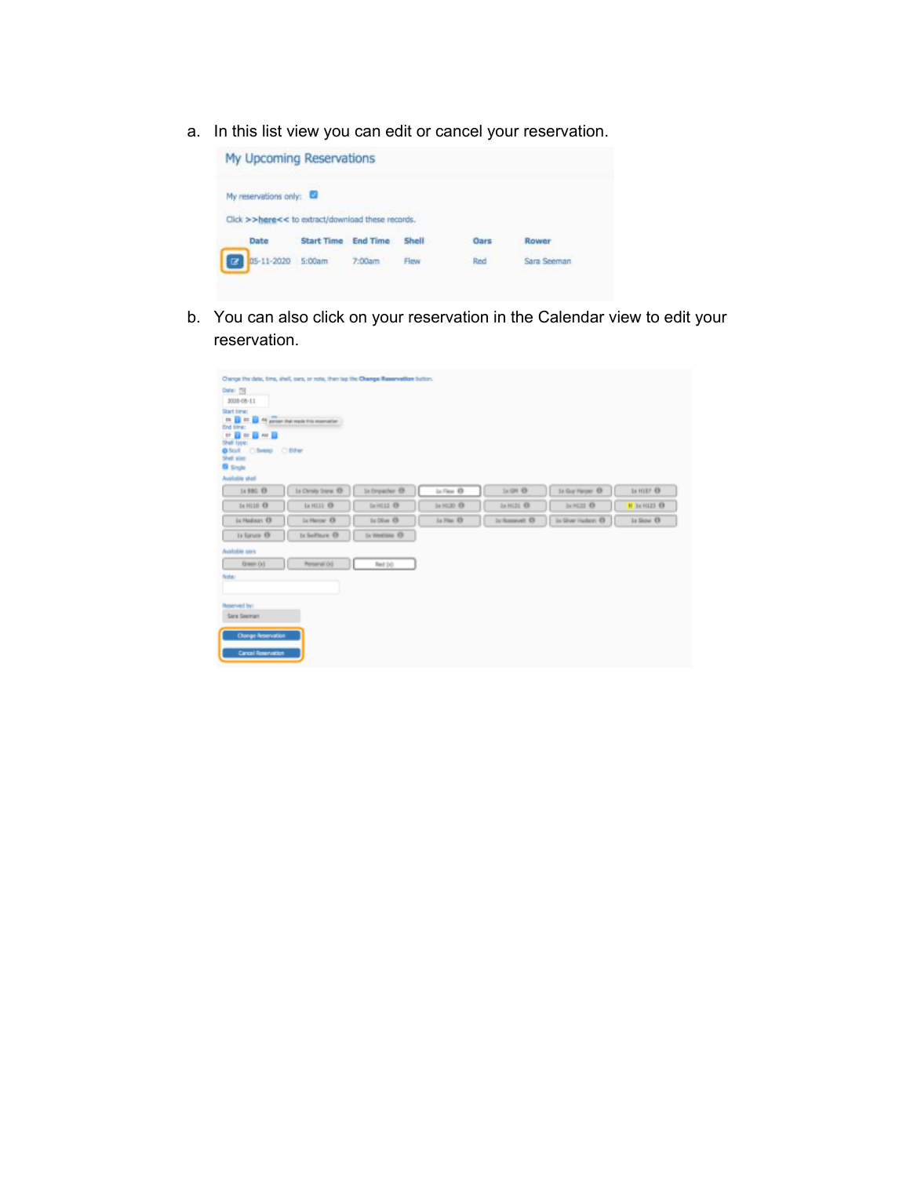a. In this list view you can edit or cancel your reservation.

b. You can also click on your reservation in the Calendar view to edit your reservation.